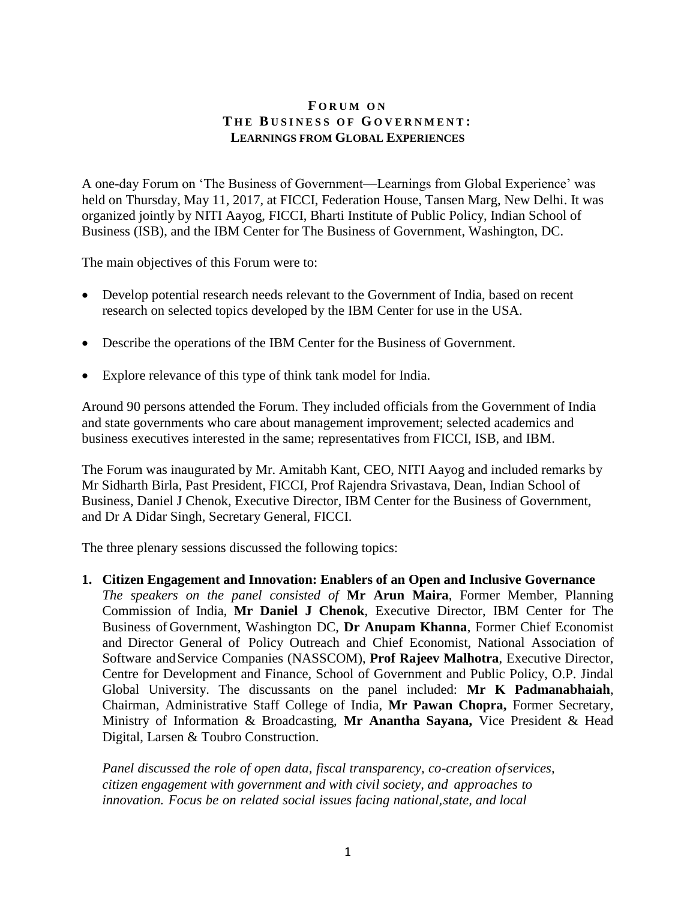# FORUM ON
# THE BUSINESS OF GOVERNMENT:
## LEARNINGS FROM GLOBAL EXPERIENCES

A one-day Forum on 'The Business of Government—Learnings from Global Experience' was held on Thursday, May 11, 2017, at FICCI, Federation House, Tansen Marg, New Delhi. It was organized jointly by NITI Aayog, FICCI, Bharti Institute of Public Policy, Indian School of Business (ISB), and the IBM Center for The Business of Government, Washington, DC.

The main objectives of this Forum were to:

- Develop potential research needs relevant to the Government of India, based on recent research on selected topics developed by the IBM Center for use in the USA.
- Describe the operations of the IBM Center for the Business of Government.
- Explore relevance of this type of think tank model for India.

Around 90 persons attended the Forum. They included officials from the Government of India and state governments who care about management improvement; selected academics and business executives interested in the same; representatives from FICCI, ISB, and IBM.

The Forum was inaugurated by Mr. Amitabh Kant, CEO, NITI Aayog and included remarks by Mr Sidharth Birla, Past President, FICCI, Prof Rajendra Srivastava, Dean, Indian School of Business, Daniel J Chenok, Executive Director, IBM Center for the Business of Government, and Dr A Didar Singh, Secretary General, FICCI.

The three plenary sessions discussed the following topics:

1. **Citizen Engagement and Innovation: Enablers of an Open and Inclusive Governance**
   *The speakers on the panel consisted of* **Mr Arun Maira**, Former Member, Planning Commission of India, **Mr Daniel J Chenok**, Executive Director, IBM Center for The Business of Government, Washington DC, **Dr Anupam Khanna**, Former Chief Economist and Director General of Policy Outreach and Chief Economist, National Association of Software and Service Companies (NASSCOM), **Prof Rajeev Malhotra**, Executive Director, Centre for Development and Finance, School of Government and Public Policy, O.P. Jindal Global University. The discussants on the panel included: **Mr K Padmanabhaiah**, Chairman, Administrative Staff College of India, **Mr Pawan Chopra,** Former Secretary, Ministry of Information & Broadcasting, **Mr Anantha Sayana,** Vice President & Head Digital, Larsen & Toubro Construction.

   *Panel discussed the role of open data, fiscal transparency, co-creation of services, citizen engagement with government and with civil society, and approaches to innovation. Focus be on related social issues facing national, state, and local*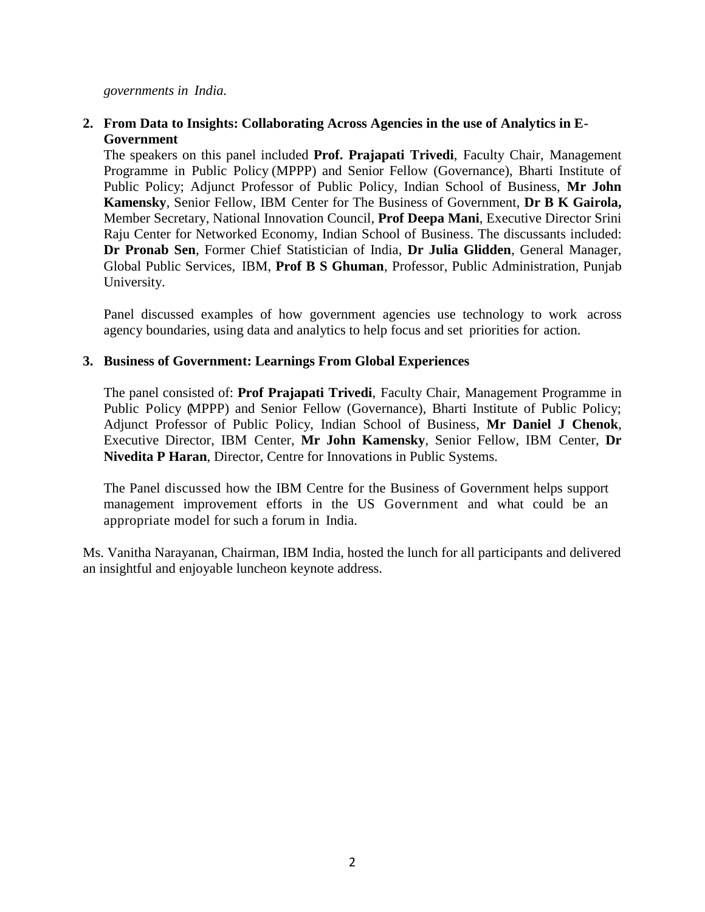*governments in India.*

2. **From Data to Insights: Collaborating Across Agencies in the use of Analytics in E-Government**

   The speakers on this panel included **Prof. Prajapati Trivedi**, Faculty Chair, Management Programme in Public Policy (MPPP) and Senior Fellow (Governance), Bharti Institute of Public Policy; Adjunct Professor of Public Policy, Indian School of Business, **Mr John Kamensky**, Senior Fellow, IBM Center for The Business of Government, **Dr B K Gairola,** Member Secretary, National Innovation Council, **Prof Deepa Mani**, Executive Director Srini Raju Center for Networked Economy, Indian School of Business. The discussants included: **Dr Pronab Sen**, Former Chief Statistician of India, **Dr Julia Glidden**, General Manager, Global Public Services, IBM, **Prof B S Ghuman**, Professor, Public Administration, Punjab University.

   Panel discussed examples of how government agencies use technology to work across agency boundaries, using data and analytics to help focus and set priorities for action.

3. **Business of Government: Learnings From Global Experiences**

   The panel consisted of: **Prof Prajapati Trivedi**, Faculty Chair, Management Programme in Public Policy (MPPP) and Senior Fellow (Governance), Bharti Institute of Public Policy; Adjunct Professor of Public Policy, Indian School of Business, **Mr Daniel J Chenok**, Executive Director, IBM Center, **Mr John Kamensky**, Senior Fellow, IBM Center, **Dr Nivedita P Haran**, Director, Centre for Innovations in Public Systems.

   The Panel discussed how the IBM Centre for the Business of Government helps support management improvement efforts in the US Government and what could be an appropriate model for such a forum in India.

Ms. Vanitha Narayanan, Chairman, IBM India, hosted the lunch for all participants and delivered an insightful and enjoyable luncheon keynote address.